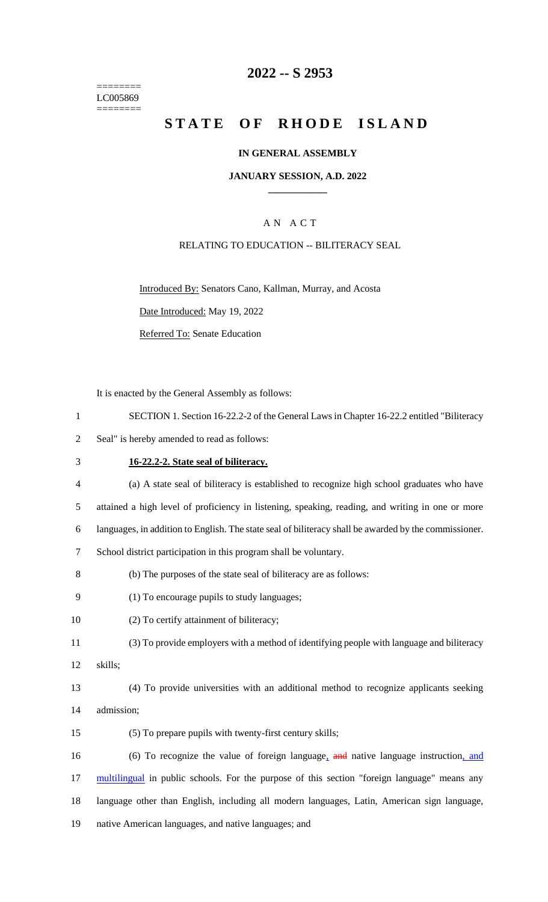========
LC005869
========

# 2022 -- S 2953

# STATE OF RHODE ISLAND

## IN GENERAL ASSEMBLY

## JANUARY SESSION, A.D. 2022

## AN ACT

RELATING TO EDUCATION -- BILITERACY SEAL

Introduced By: Senators Cano, Kallman, Murray, and Acosta

Date Introduced: May 19, 2022

Referred To: Senate Education

It is enacted by the General Assembly as follows:

1 SECTION 1. Section 16-22.2-2 of the General Laws in Chapter 16-22.2 entitled "Biliteracy
2 Seal" is hereby amended to read as follows:

3 **16-22.2-2. State seal of biliteracy.**

4 (a) A state seal of biliteracy is established to recognize high school graduates who have
5 attained a high level of proficiency in listening, speaking, reading, and writing in one or more
6 languages, in addition to English. The state seal of biliteracy shall be awarded by the commissioner.
7 School district participation in this program shall be voluntary.

8 (b) The purposes of the state seal of biliteracy are as follows:

9 (1) To encourage pupils to study languages;

10 (2) To certify attainment of biliteracy;

11 (3) To provide employers with a method of identifying people with language and biliteracy
12 skills;

13 (4) To provide universities with an additional method to recognize applicants seeking
14 admission;

15 (5) To prepare pupils with twenty-first century skills;

16 (6) To recognize the value of foreign language, ~~and~~ native language instruction, and
17 multilingual in public schools. For the purpose of this section "foreign language" means any
18 language other than English, including all modern languages, Latin, American sign language,
19 native American languages, and native languages; and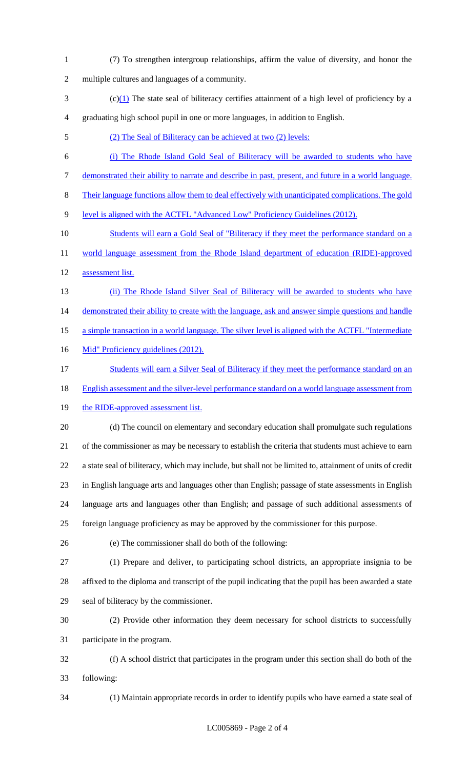(7) To strengthen intergroup relationships, affirm the value of diversity, and honor the multiple cultures and languages of a community.

(c)(1) The state seal of biliteracy certifies attainment of a high level of proficiency by a graduating high school pupil in one or more languages, in addition to English.

(2) The Seal of Biliteracy can be achieved at two (2) levels:

(i) The Rhode Island Gold Seal of Biliteracy will be awarded to students who have demonstrated their ability to narrate and describe in past, present, and future in a world language. Their language functions allow them to deal effectively with unanticipated complications. The gold level is aligned with the ACTFL "Advanced Low" Proficiency Guidelines (2012).

Students will earn a Gold Seal of "Biliteracy if they meet the performance standard on a world language assessment from the Rhode Island department of education (RIDE)-approved assessment list.

(ii) The Rhode Island Silver Seal of Biliteracy will be awarded to students who have demonstrated their ability to create with the language, ask and answer simple questions and handle a simple transaction in a world language. The silver level is aligned with the ACTFL "Intermediate Mid" Proficiency guidelines (2012).

Students will earn a Silver Seal of Biliteracy if they meet the performance standard on an English assessment and the silver-level performance standard on a world language assessment from the RIDE-approved assessment list.

(d) The council on elementary and secondary education shall promulgate such regulations of the commissioner as may be necessary to establish the criteria that students must achieve to earn a state seal of biliteracy, which may include, but shall not be limited to, attainment of units of credit in English language arts and languages other than English; passage of state assessments in English language arts and languages other than English; and passage of such additional assessments of foreign language proficiency as may be approved by the commissioner for this purpose.

(e) The commissioner shall do both of the following:

(1) Prepare and deliver, to participating school districts, an appropriate insignia to be affixed to the diploma and transcript of the pupil indicating that the pupil has been awarded a state seal of biliteracy by the commissioner.

(2) Provide other information they deem necessary for school districts to successfully participate in the program.

(f) A school district that participates in the program under this section shall do both of the following:

(1) Maintain appropriate records in order to identify pupils who have earned a state seal of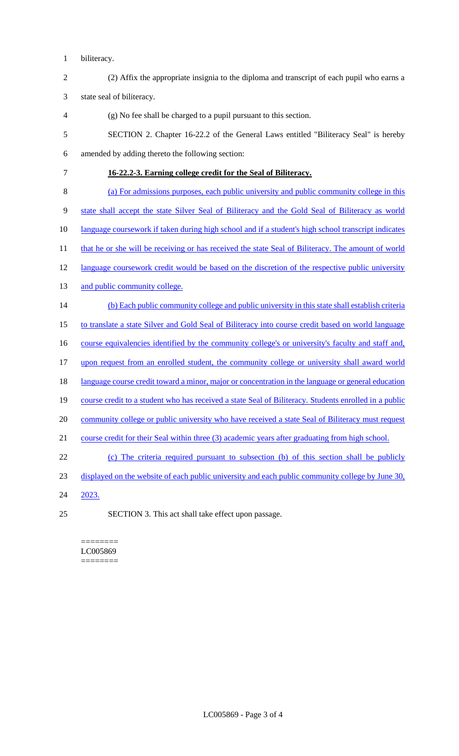biliteracy.

(2) Affix the appropriate insignia to the diploma and transcript of each pupil who earns a state seal of biliteracy.

(g) No fee shall be charged to a pupil pursuant to this section.

SECTION 2. Chapter 16-22.2 of the General Laws entitled "Biliteracy Seal" is hereby amended by adding thereto the following section:

**16-22.2-3. Earning college credit for the Seal of Biliteracy.**

(a) For admissions purposes, each public university and public community college in this state shall accept the state Silver Seal of Biliteracy and the Gold Seal of Biliteracy as world language coursework if taken during high school and if a student's high school transcript indicates that he or she will be receiving or has received the state Seal of Biliteracy. The amount of world language coursework credit would be based on the discretion of the respective public university and public community college.

(b) Each public community college and public university in this state shall establish criteria to translate a state Silver and Gold Seal of Biliteracy into course credit based on world language course equivalencies identified by the community college's or university's faculty and staff and, upon request from an enrolled student, the community college or university shall award world language course credit toward a minor, major or concentration in the language or general education course credit to a student who has received a state Seal of Biliteracy. Students enrolled in a public community college or public university who have received a state Seal of Biliteracy must request course credit for their Seal within three (3) academic years after graduating from high school.

(c) The criteria required pursuant to subsection (b) of this section shall be publicly displayed on the website of each public university and each public community college by June 30, 2023.

SECTION 3. This act shall take effect upon passage.

========
LC005869
========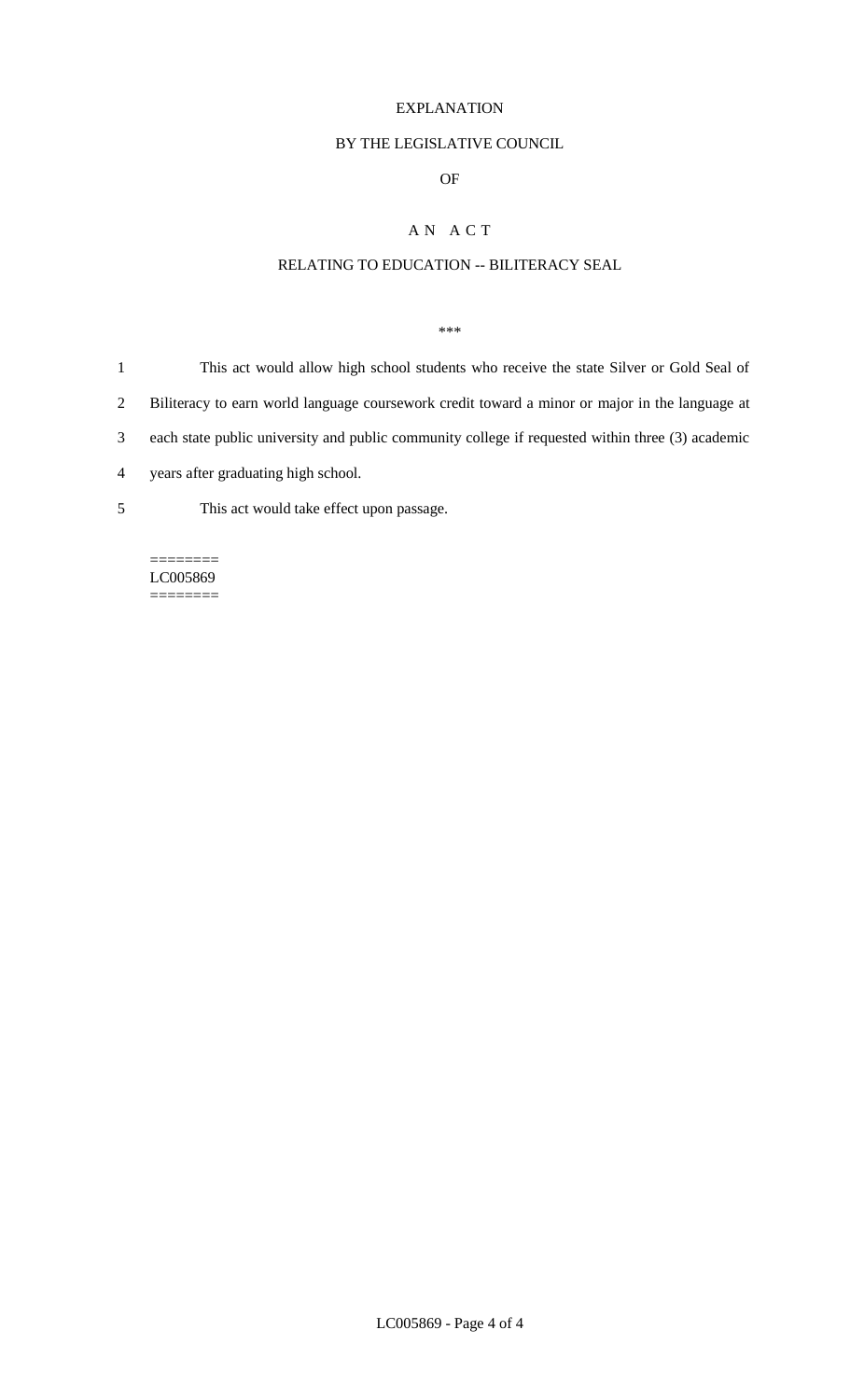EXPLANATION

BY THE LEGISLATIVE COUNCIL

OF

A N A C T

RELATING TO EDUCATION -- BILITERACY SEAL

\*\*\*

1 This act would allow high school students who receive the state Silver or Gold Seal of
2 Biliteracy to earn world language coursework credit toward a minor or major in the language at
3 each state public university and public community college if requested within three (3) academic
4 years after graduating high school.
5 This act would take effect upon passage.

========
LC005869
========